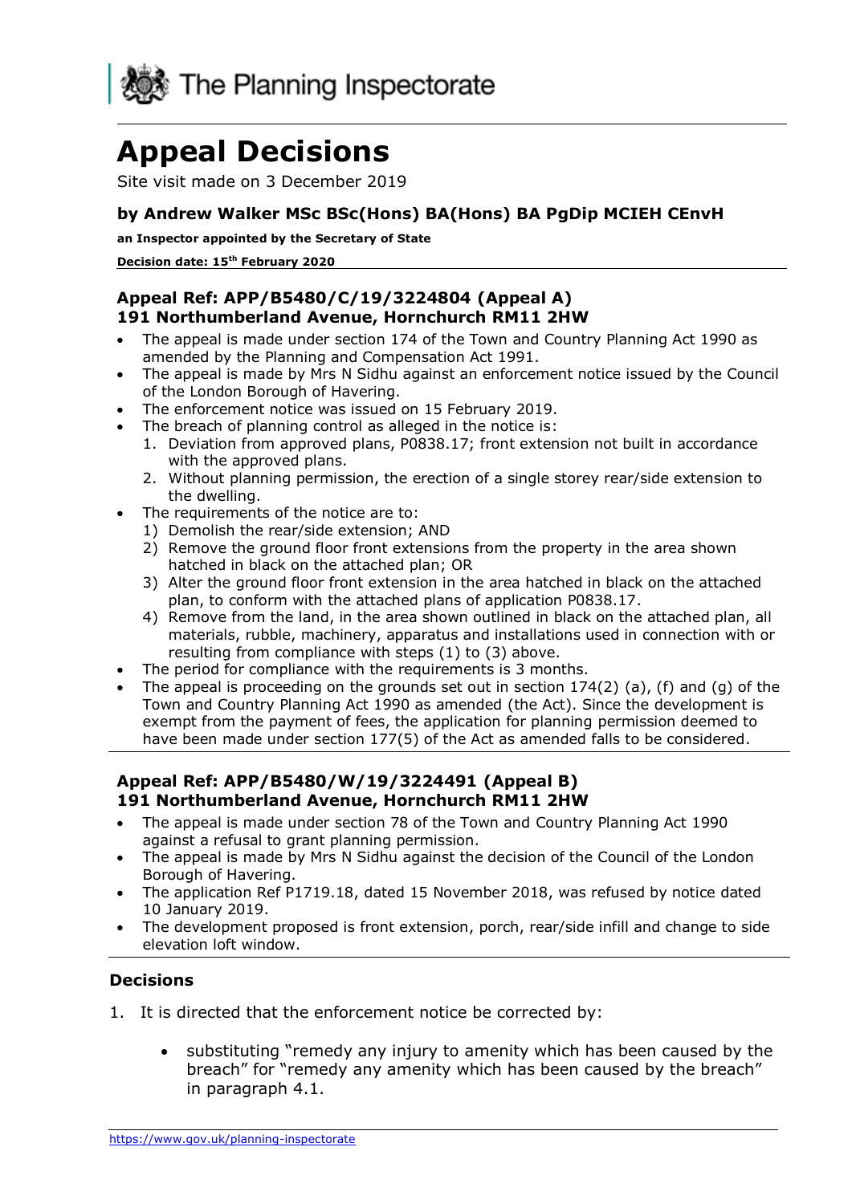The Planning Inspectorate

# Appeal Decisions

Site visit made on 3 December 2019

### by Andrew Walker MSc BSc(Hons) BA(Hons) BA PgDip MCIEH CEnvH

**an Inspector appointed by the Secretary of State**

**Decision date: 15th February 2020**

## Appeal Ref: APP/B5480/C/19/3224804 (Appeal A)
## 191 Northumberland Avenue, Hornchurch RM11 2HW

- The appeal is made under section 174 of the Town and Country Planning Act 1990 as amended by the Planning and Compensation Act 1991.
- The appeal is made by Mrs N Sidhu against an enforcement notice issued by the Council of the London Borough of Havering.
- The enforcement notice was issued on 15 February 2019.
- The breach of planning control as alleged in the notice is:
  1. Deviation from approved plans, P0838.17; front extension not built in accordance with the approved plans.
  2. Without planning permission, the erection of a single storey rear/side extension to the dwelling.
- The requirements of the notice are to:
  1) Demolish the rear/side extension; AND
  2) Remove the ground floor front extensions from the property in the area shown hatched in black on the attached plan; OR
  3) Alter the ground floor front extension in the area hatched in black on the attached plan, to conform with the attached plans of application P0838.17.
  4) Remove from the land, in the area shown outlined in black on the attached plan, all materials, rubble, machinery, apparatus and installations used in connection with or resulting from compliance with steps (1) to (3) above.
- The period for compliance with the requirements is 3 months.
- The appeal is proceeding on the grounds set out in section 174(2) (a), (f) and (g) of the Town and Country Planning Act 1990 as amended (the Act). Since the development is exempt from the payment of fees, the application for planning permission deemed to have been made under section 177(5) of the Act as amended falls to be considered.

## Appeal Ref: APP/B5480/W/19/3224491 (Appeal B)
## 191 Northumberland Avenue, Hornchurch RM11 2HW

- The appeal is made under section 78 of the Town and Country Planning Act 1990 against a refusal to grant planning permission.
- The appeal is made by Mrs N Sidhu against the decision of the Council of the London Borough of Havering.
- The application Ref P1719.18, dated 15 November 2018, was refused by notice dated 10 January 2019.
- The development proposed is front extension, porch, rear/side infill and change to side elevation loft window.

### Decisions

1. It is directed that the enforcement notice be corrected by:

   - substituting "remedy any injury to amenity which has been caused by the breach" for "remedy any amenity which has been caused by the breach" in paragraph 4.1.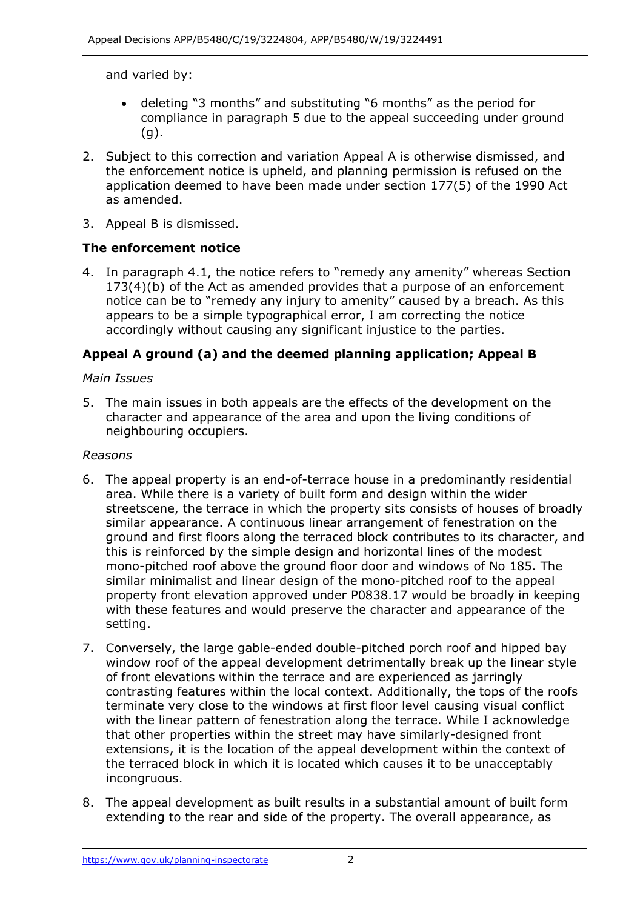and varied by:

- deleting "3 months" and substituting "6 months" as the period for compliance in paragraph 5 due to the appeal succeeding under ground (g).

2. Subject to this correction and variation Appeal A is otherwise dismissed, and the enforcement notice is upheld, and planning permission is refused on the application deemed to have been made under section 177(5) of the 1990 Act as amended.

3. Appeal B is dismissed.

**The enforcement notice**

4. In paragraph 4.1, the notice refers to "remedy any amenity" whereas Section 173(4)(b) of the Act as amended provides that a purpose of an enforcement notice can be to "remedy any injury to amenity" caused by a breach. As this appears to be a simple typographical error, I am correcting the notice accordingly without causing any significant injustice to the parties.

**Appeal A ground (a) and the deemed planning application; Appeal B**

*Main Issues*

5. The main issues in both appeals are the effects of the development on the character and appearance of the area and upon the living conditions of neighbouring occupiers.

*Reasons*

6. The appeal property is an end-of-terrace house in a predominantly residential area. While there is a variety of built form and design within the wider streetscene, the terrace in which the property sits consists of houses of broadly similar appearance. A continuous linear arrangement of fenestration on the ground and first floors along the terraced block contributes to its character, and this is reinforced by the simple design and horizontal lines of the modest mono-pitched roof above the ground floor door and windows of No 185. The similar minimalist and linear design of the mono-pitched roof to the appeal property front elevation approved under P0838.17 would be broadly in keeping with these features and would preserve the character and appearance of the setting.

7. Conversely, the large gable-ended double-pitched porch roof and hipped bay window roof of the appeal development detrimentally break up the linear style of front elevations within the terrace and are experienced as jarringly contrasting features within the local context. Additionally, the tops of the roofs terminate very close to the windows at first floor level causing visual conflict with the linear pattern of fenestration along the terrace. While I acknowledge that other properties within the street may have similarly-designed front extensions, it is the location of the appeal development within the context of the terraced block in which it is located which causes it to be unacceptably incongruous.

8. The appeal development as built results in a substantial amount of built form extending to the rear and side of the property. The overall appearance, as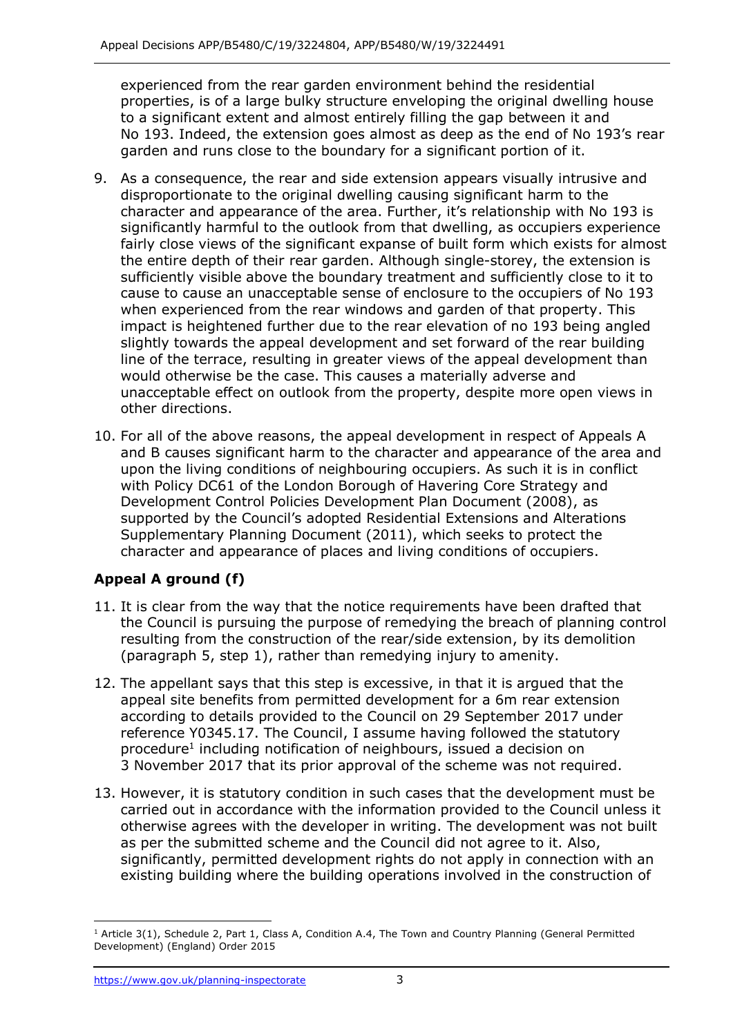experienced from the rear garden environment behind the residential properties, is of a large bulky structure enveloping the original dwelling house to a significant extent and almost entirely filling the gap between it and No 193. Indeed, the extension goes almost as deep as the end of No 193's rear garden and runs close to the boundary for a significant portion of it.

9. As a consequence, the rear and side extension appears visually intrusive and disproportionate to the original dwelling causing significant harm to the character and appearance of the area. Further, it's relationship with No 193 is significantly harmful to the outlook from that dwelling, as occupiers experience fairly close views of the significant expanse of built form which exists for almost the entire depth of their rear garden. Although single-storey, the extension is sufficiently visible above the boundary treatment and sufficiently close to it to cause to cause an unacceptable sense of enclosure to the occupiers of No 193 when experienced from the rear windows and garden of that property. This impact is heightened further due to the rear elevation of no 193 being angled slightly towards the appeal development and set forward of the rear building line of the terrace, resulting in greater views of the appeal development than would otherwise be the case. This causes a materially adverse and unacceptable effect on outlook from the property, despite more open views in other directions.

10. For all of the above reasons, the appeal development in respect of Appeals A and B causes significant harm to the character and appearance of the area and upon the living conditions of neighbouring occupiers. As such it is in conflict with Policy DC61 of the London Borough of Havering Core Strategy and Development Control Policies Development Plan Document (2008), as supported by the Council's adopted Residential Extensions and Alterations Supplementary Planning Document (2011), which seeks to protect the character and appearance of places and living conditions of occupiers.

## Appeal A ground (f)

11. It is clear from the way that the notice requirements have been drafted that the Council is pursuing the purpose of remedying the breach of planning control resulting from the construction of the rear/side extension, by its demolition (paragraph 5, step 1), rather than remedying injury to amenity.

12. The appellant says that this step is excessive, in that it is argued that the appeal site benefits from permitted development for a 6m rear extension according to details provided to the Council on 29 September 2017 under reference Y0345.17. The Council, I assume having followed the statutory procedure[1] including notification of neighbours, issued a decision on 3 November 2017 that its prior approval of the scheme was not required.

13. However, it is statutory condition in such cases that the development must be carried out in accordance with the information provided to the Council unless it otherwise agrees with the developer in writing. The development was not built as per the submitted scheme and the Council did not agree to it. Also, significantly, permitted development rights do not apply in connection with an existing building where the building operations involved in the construction of

---

[1] Article 3(1), Schedule 2, Part 1, Class A, Condition A.4, The Town and Country Planning (General Permitted Development) (England) Order 2015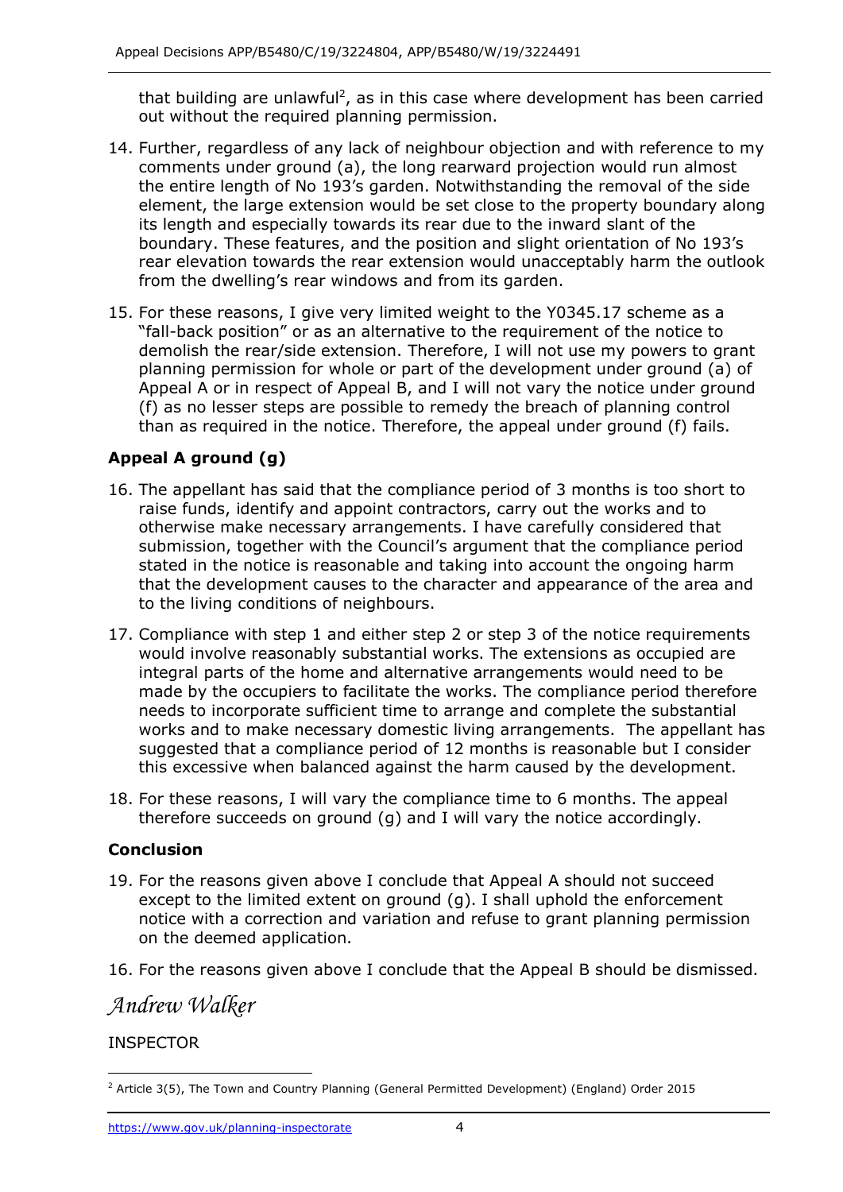that building are unlawful[2], as in this case where development has been carried out without the required planning permission.

14. Further, regardless of any lack of neighbour objection and with reference to my comments under ground (a), the long rearward projection would run almost the entire length of No 193's garden. Notwithstanding the removal of the side element, the large extension would be set close to the property boundary along its length and especially towards its rear due to the inward slant of the boundary. These features, and the position and slight orientation of No 193's rear elevation towards the rear extension would unacceptably harm the outlook from the dwelling's rear windows and from its garden.

15. For these reasons, I give very limited weight to the Y0345.17 scheme as a "fall-back position" or as an alternative to the requirement of the notice to demolish the rear/side extension. Therefore, I will not use my powers to grant planning permission for whole or part of the development under ground (a) of Appeal A or in respect of Appeal B, and I will not vary the notice under ground (f) as no lesser steps are possible to remedy the breach of planning control than as required in the notice. Therefore, the appeal under ground (f) fails.

### Appeal A ground (g)

16. The appellant has said that the compliance period of 3 months is too short to raise funds, identify and appoint contractors, carry out the works and to otherwise make necessary arrangements. I have carefully considered that submission, together with the Council's argument that the compliance period stated in the notice is reasonable and taking into account the ongoing harm that the development causes to the character and appearance of the area and to the living conditions of neighbours.

17. Compliance with step 1 and either step 2 or step 3 of the notice requirements would involve reasonably substantial works. The extensions as occupied are integral parts of the home and alternative arrangements would need to be made by the occupiers to facilitate the works. The compliance period therefore needs to incorporate sufficient time to arrange and complete the substantial works and to make necessary domestic living arrangements. The appellant has suggested that a compliance period of 12 months is reasonable but I consider this excessive when balanced against the harm caused by the development.

18. For these reasons, I will vary the compliance time to 6 months. The appeal therefore succeeds on ground (g) and I will vary the notice accordingly.

### Conclusion

19. For the reasons given above I conclude that Appeal A should not succeed except to the limited extent on ground (g). I shall uphold the enforcement notice with a correction and variation and refuse to grant planning permission on the deemed application.

16. For the reasons given above I conclude that the Appeal B should be dismissed.

*Andrew Walker*

INSPECTOR

---

[2] Article 3(5), The Town and Country Planning (General Permitted Development) (England) Order 2015